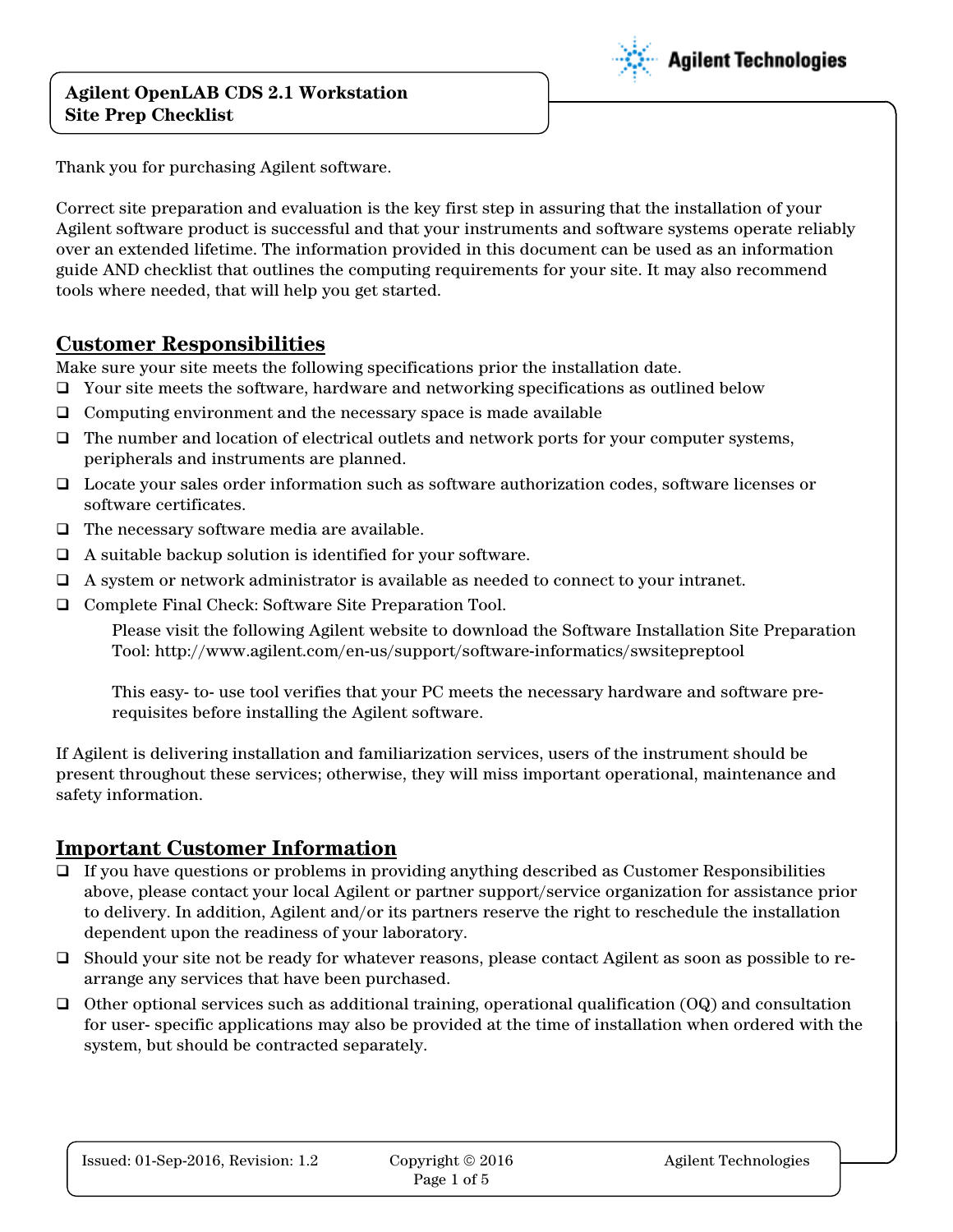# Agilent OpenLAB CDS 2.1 Workstation Site Prep Checklist

Thank you for purchasing Agilent software.

Correct site preparation and evaluation is the key first step in assuring that the installation of your Agilent software product is successful and that your instruments and software systems operate reliably over an extended lifetime. The information provided in this document can be used as an information guide AND checklist that outlines the computing requirements for your site. It may also recommend tools where needed, that will help you get started.

## Customer Responsibilities

Make sure your site meets the following specifications prior the installation date.

- ☐ Your site meets the software, hardware and networking specifications as outlined below
- ☐ Computing environment and the necessary space is made available
- ☐ The number and location of electrical outlets and network ports for your computer systems, peripherals and instruments are planned.
- ☐ Locate your sales order information such as software authorization codes, software licenses or software certificates.
- ☐ The necessary software media are available.
- ☐ A suitable backup solution is identified for your software.
- ☐ A system or network administrator is available as needed to connect to your intranet.
- ☐ Complete Final Check: Software Site Preparation Tool.

  Please visit the following Agilent website to download the Software Installation Site Preparation Tool: http://www.agilent.com/en-us/support/software-informatics/swsitepreptool

  This easy- to- use tool verifies that your PC meets the necessary hardware and software pre-requisites before installing the Agilent software.

If Agilent is delivering installation and familiarization services, users of the instrument should be present throughout these services; otherwise, they will miss important operational, maintenance and safety information.

## Important Customer Information

- ☐ If you have questions or problems in providing anything described as Customer Responsibilities above, please contact your local Agilent or partner support/service organization for assistance prior to delivery. In addition, Agilent and/or its partners reserve the right to reschedule the installation dependent upon the readiness of your laboratory.
- ☐ Should your site not be ready for whatever reasons, please contact Agilent as soon as possible to re-arrange any services that have been purchased.
- ☐ Other optional services such as additional training, operational qualification (OQ) and consultation for user- specific applications may also be provided at the time of installation when ordered with the system, but should be contracted separately.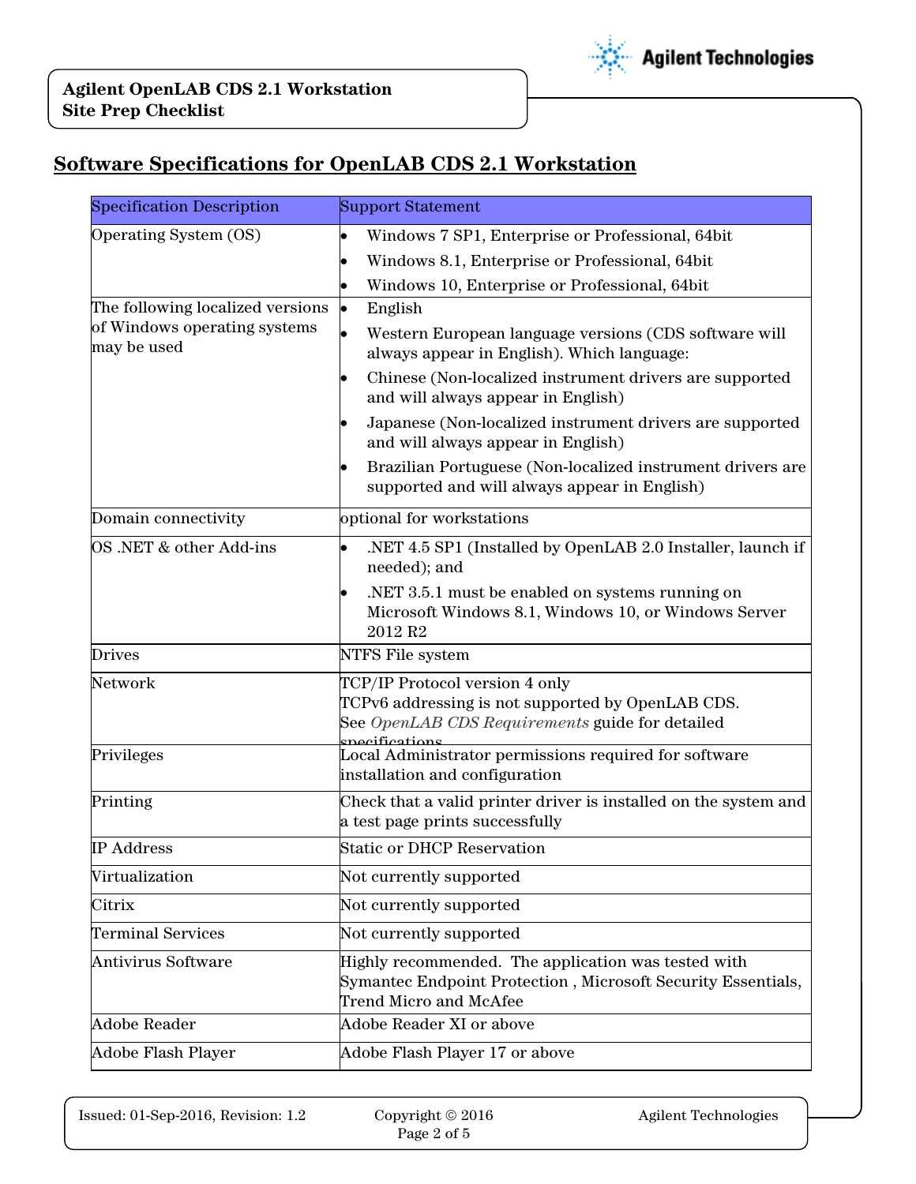## Software Specifications for OpenLAB CDS 2.1 Workstation

| Specification Description | Support Statement |
|---|---|
| Operating System (OS) | • Windows 7 SP1, Enterprise or Professional, 64bit<br>• Windows 8.1, Enterprise or Professional, 64bit<br>• Windows 10, Enterprise or Professional, 64bit |
| The following localized versions of Windows operating systems may be used | • English<br>• Western European language versions (CDS software will always appear in English). Which language:<br>• Chinese (Non-localized instrument drivers are supported and will always appear in English)<br>• Japanese (Non-localized instrument drivers are supported and will always appear in English)<br>• Brazilian Portuguese (Non-localized instrument drivers are supported and will always appear in English) |
| Domain connectivity | optional for workstations |
| OS .NET & other Add-ins | • .NET 4.5 SP1 (Installed by OpenLAB 2.0 Installer, launch if needed); and<br>• .NET 3.5.1 must be enabled on systems running on Microsoft Windows 8.1, Windows 10, or Windows Server 2012 R2 |
| Drives | NTFS File system |
| Network | TCP/IP Protocol version 4 only<br>TCPv6 addressing is not supported by OpenLAB CDS.<br>See *OpenLAB CDS Requirements* guide for detailed specifications |
| Privileges | Local Administrator permissions required for software installation and configuration |
| Printing | Check that a valid printer driver is installed on the system and a test page prints successfully |
| IP Address | Static or DHCP Reservation |
| Virtualization | Not currently supported |
| Citrix | Not currently supported |
| Terminal Services | Not currently supported |
| Antivirus Software | Highly recommended. The application was tested with Symantec Endpoint Protection , Microsoft Security Essentials, Trend Micro and McAfee |
| Adobe Reader | Adobe Reader XI or above |
| Adobe Flash Player | Adobe Flash Player 17 or above |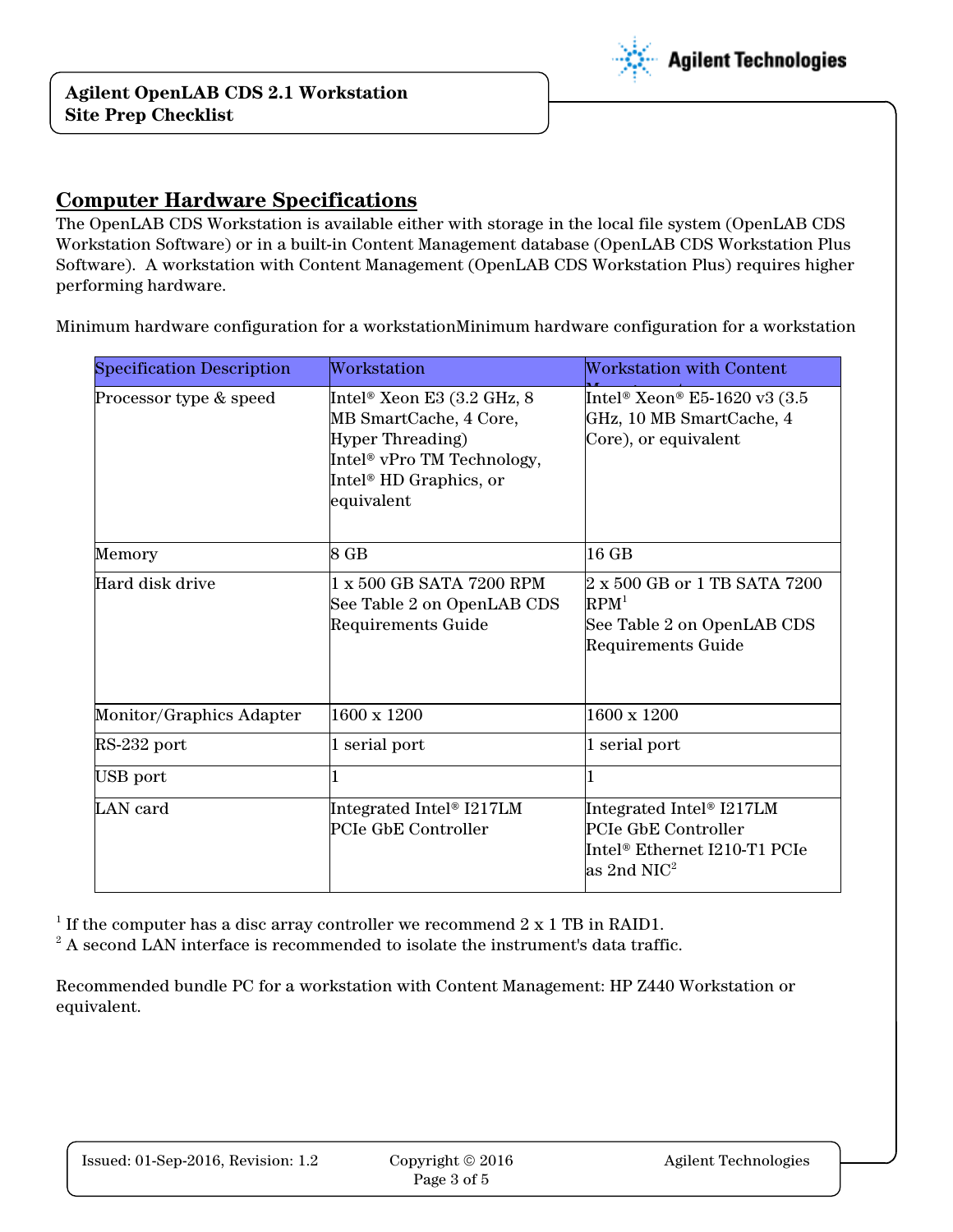## Computer Hardware Specifications

The OpenLAB CDS Workstation is available either with storage in the local file system (OpenLAB CDS Workstation Software) or in a built-in Content Management database (OpenLAB CDS Workstation Plus Software). A workstation with Content Management (OpenLAB CDS Workstation Plus) requires higher performing hardware.

Minimum hardware configuration for a workstationMinimum hardware configuration for a workstation

| Specification Description | Workstation | Workstation with Content Management |
|---|---|---|
| Processor type & speed | Intel® Xeon E3 (3.2 GHz, 8 MB SmartCache, 4 Core, Hyper Threading) Intel® vPro TM Technology, Intel® HD Graphics, or equivalent | Intel® Xeon® E5-1620 v3 (3.5 GHz, 10 MB SmartCache, 4 Core), or equivalent |
| Memory | 8 GB | 16 GB |
| Hard disk drive | 1 x 500 GB SATA 7200 RPM See Table 2 on OpenLAB CDS Requirements Guide | 2 x 500 GB or 1 TB SATA 7200 RPM[1] See Table 2 on OpenLAB CDS Requirements Guide |
| Monitor/Graphics Adapter | 1600 x 1200 | 1600 x 1200 |
| RS-232 port | 1 serial port | 1 serial port |
| USB port | 1 | 1 |
| LAN card | Integrated Intel® I217LM PCIe GbE Controller | Integrated Intel® I217LM PCIe GbE Controller Intel® Ethernet I210-T1 PCIe as 2nd NIC[2] |

[1] If the computer has a disc array controller we recommend 2 x 1 TB in RAID1.
[2] A second LAN interface is recommended to isolate the instrument's data traffic.

Recommended bundle PC for a workstation with Content Management: HP Z440 Workstation or equivalent.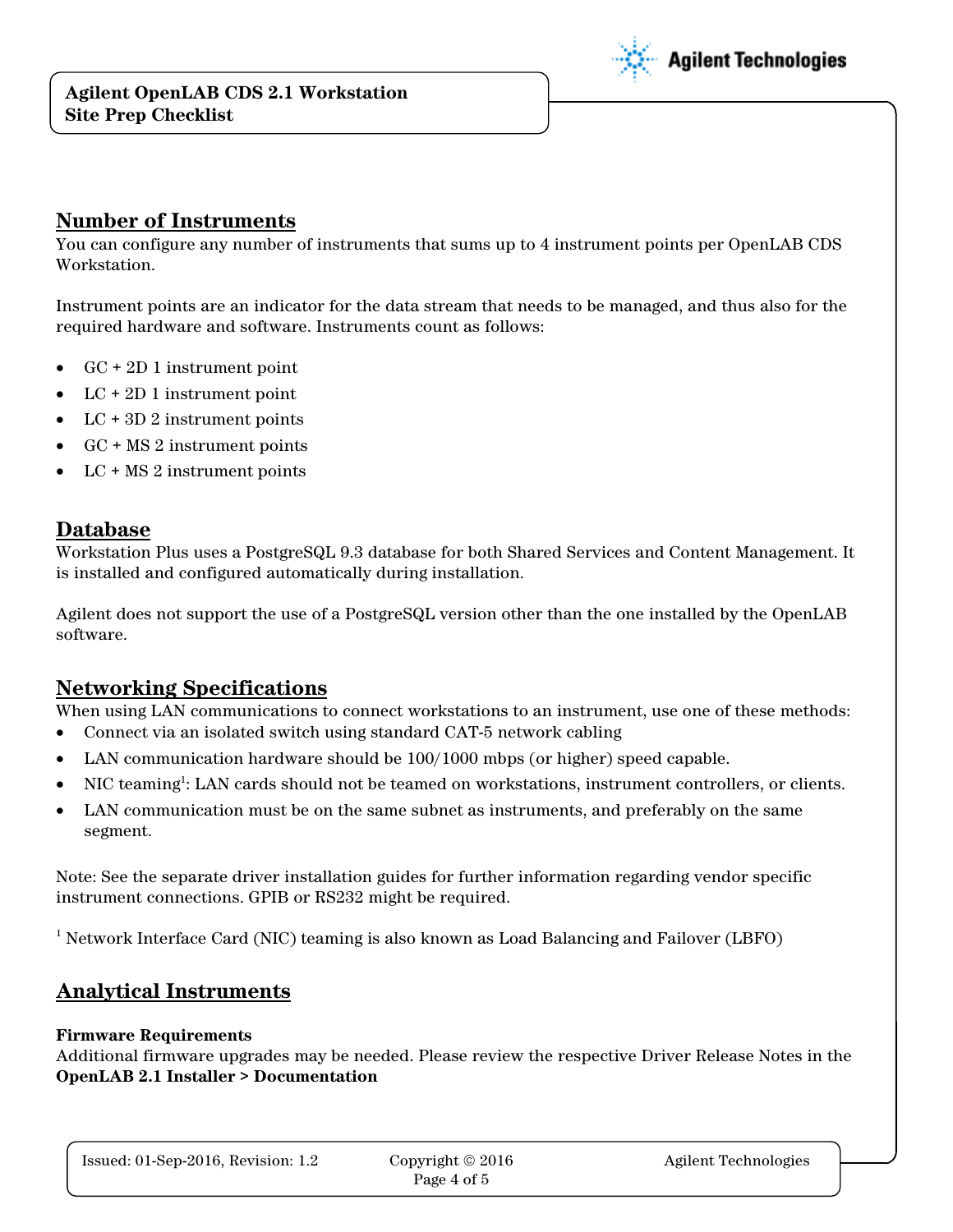## Number of Instruments

You can configure any number of instruments that sums up to 4 instrument points per OpenLAB CDS Workstation.

Instrument points are an indicator for the data stream that needs to be managed, and thus also for the required hardware and software. Instruments count as follows:

- GC + 2D 1 instrument point
- LC + 2D 1 instrument point
- LC + 3D 2 instrument points
- GC + MS 2 instrument points
- LC + MS 2 instrument points

## Database

Workstation Plus uses a PostgreSQL 9.3 database for both Shared Services and Content Management. It is installed and configured automatically during installation.

Agilent does not support the use of a PostgreSQL version other than the one installed by the OpenLAB software.

## Networking Specifications

When using LAN communications to connect workstations to an instrument, use one of these methods:

- Connect via an isolated switch using standard CAT-5 network cabling
- LAN communication hardware should be 100/1000 mbps (or higher) speed capable.
- NIC teaming[1]: LAN cards should not be teamed on workstations, instrument controllers, or clients.
- LAN communication must be on the same subnet as instruments, and preferably on the same segment.

Note: See the separate driver installation guides for further information regarding vendor specific instrument connections. GPIB or RS232 might be required.

[1] Network Interface Card (NIC) teaming is also known as Load Balancing and Failover (LBFO)

## Analytical Instruments

**Firmware Requirements**

Additional firmware upgrades may be needed. Please review the respective Driver Release Notes in the **OpenLAB 2.1 Installer > Documentation**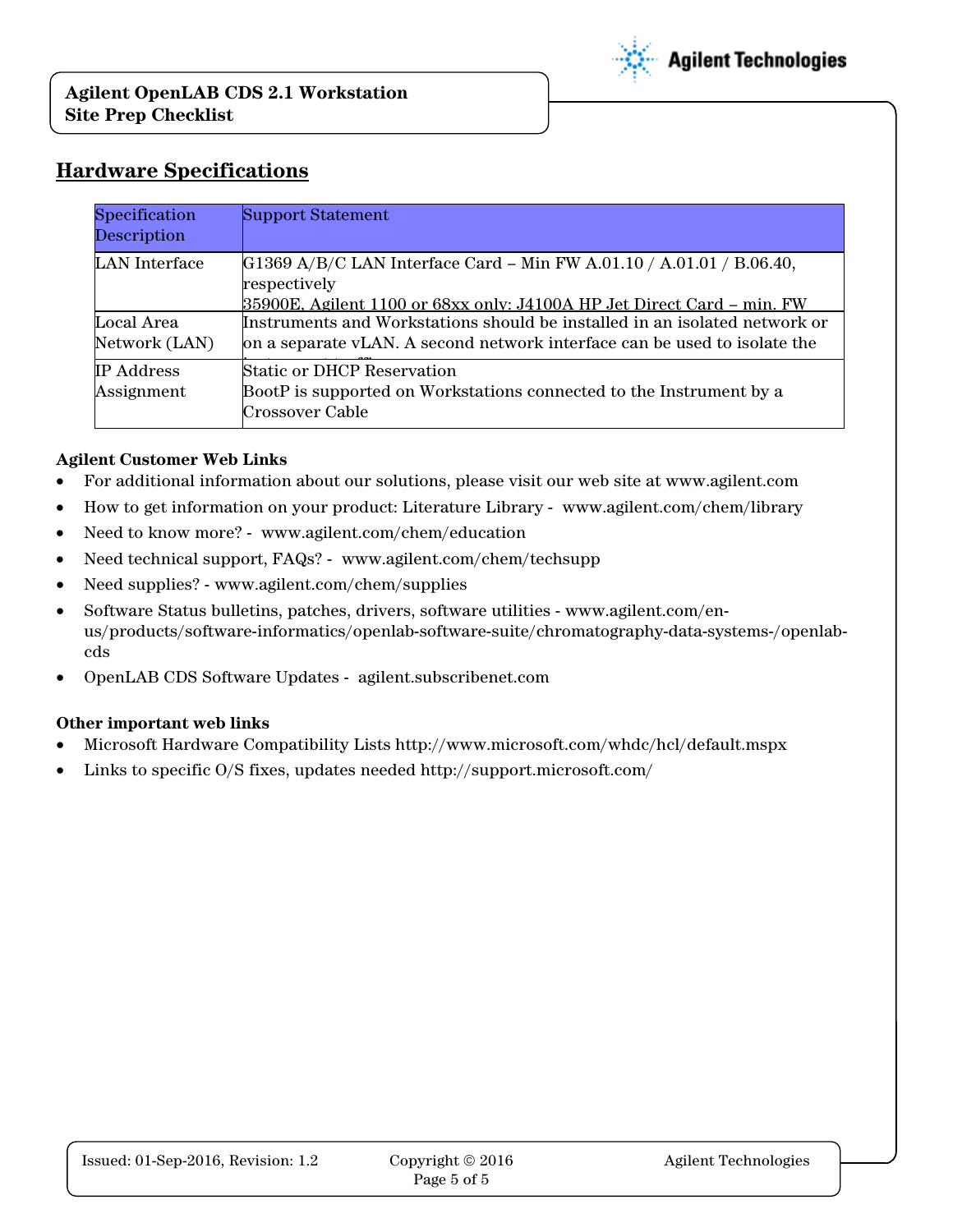## Hardware Specifications

| Specification Description | Support Statement |
|---|---|
| LAN Interface | G1369 A/B/C LAN Interface Card – Min FW A.01.10 / A.01.01 / B.06.40, respectively<br>35900E, Agilent 1100 or 68xx only: J4100A HP Jet Direct Card – min. FW |
| Local Area Network (LAN) | Instruments and Workstations should be installed in an isolated network or on a separate vLAN. A second network interface can be used to isolate the |
| IP Address Assignment | Static or DHCP Reservation<br>BootP is supported on Workstations connected to the Instrument by a Crossover Cable |

**Agilent Customer Web Links**

- For additional information about our solutions, please visit our web site at www.agilent.com
- How to get information on your product: Literature Library - www.agilent.com/chem/library
- Need to know more? - www.agilent.com/chem/education
- Need technical support, FAQs? - www.agilent.com/chem/techsupp
- Need supplies? - www.agilent.com/chem/supplies
- Software Status bulletins, patches, drivers, software utilities - www.agilent.com/en-us/products/software-informatics/openlab-software-suite/chromatography-data-systems-/openlab-cds
- OpenLAB CDS Software Updates - agilent.subscribenet.com

**Other important web links**

- Microsoft Hardware Compatibility Lists http://www.microsoft.com/whdc/hcl/default.mspx
- Links to specific O/S fixes, updates needed http://support.microsoft.com/